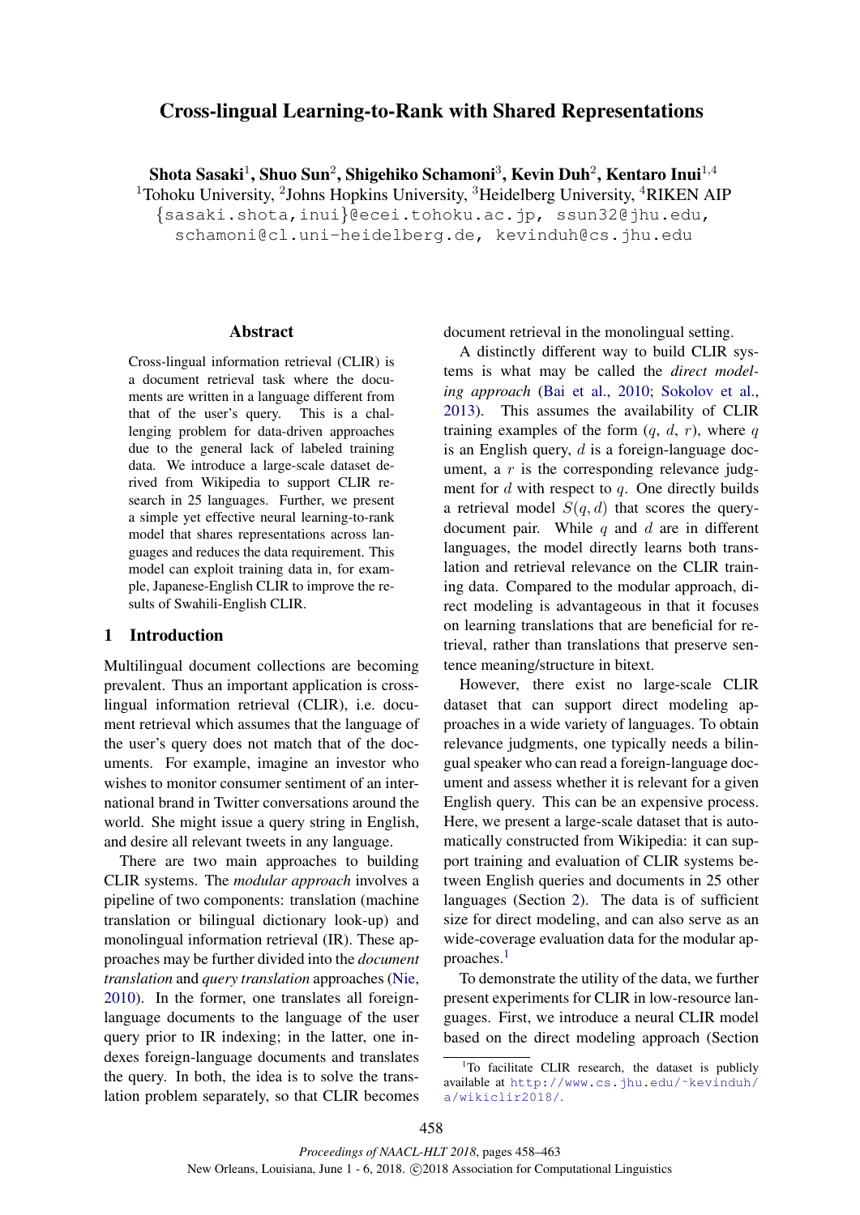# Cross-lingual Learning-to-Rank with Shared Representations

**Shota Sasaki[1], Shuo Sun[2], Shigehiko Schamoni[3], Kevin Duh[2], Kentaro Inui[1,4]**

[1]Tohoku University, [2]Johns Hopkins University, [3]Heidelberg University, [4]RIKEN AIP

{sasaki.shota,inui}@ecei.tohoku.ac.jp, ssun32@jhu.edu, schamoni@cl.uni-heidelberg.de, kevinduh@cs.jhu.edu

## Abstract

Cross-lingual information retrieval (CLIR) is a document retrieval task where the documents are written in a language different from that of the user's query. This is a challenging problem for data-driven approaches due to the general lack of labeled training data. We introduce a large-scale dataset derived from Wikipedia to support CLIR research in 25 languages. Further, we present a simple yet effective neural learning-to-rank model that shares representations across languages and reduces the data requirement. This model can exploit training data in, for example, Japanese-English CLIR to improve the results of Swahili-English CLIR.

## 1 Introduction

Multilingual document collections are becoming prevalent. Thus an important application is cross-lingual information retrieval (CLIR), i.e. document retrieval which assumes that the language of the user's query does not match that of the documents. For example, imagine an investor who wishes to monitor consumer sentiment of an international brand in Twitter conversations around the world. She might issue a query string in English, and desire all relevant tweets in any language.

There are two main approaches to building CLIR systems. The *modular approach* involves a pipeline of two components: translation (machine translation or bilingual dictionary look-up) and monolingual information retrieval (IR). These approaches may be further divided into the *document translation* and *query translation* approaches (Nie, 2010). In the former, one translates all foreign-language documents to the language of the user query prior to IR indexing; in the latter, one indexes foreign-language documents and translates the query. In both, the idea is to solve the translation problem separately, so that CLIR becomes document retrieval in the monolingual setting.

A distinctly different way to build CLIR systems is what may be called the *direct modeling approach* (Bai et al., 2010; Sokolov et al., 2013). This assumes the availability of CLIR training examples of the form ($q$, $d$, $r$), where $q$ is an English query, $d$ is a foreign-language document, a $r$ is the corresponding relevance judgment for $d$ with respect to $q$. One directly builds a retrieval model $S(q, d)$ that scores the query-document pair. While $q$ and $d$ are in different languages, the model directly learns both translation and retrieval relevance on the CLIR training data. Compared to the modular approach, direct modeling is advantageous in that it focuses on learning translations that are beneficial for retrieval, rather than translations that preserve sentence meaning/structure in bitext.

However, there exist no large-scale CLIR dataset that can support direct modeling approaches in a wide variety of languages. To obtain relevance judgments, one typically needs a bilingual speaker who can read a foreign-language document and assess whether it is relevant for a given English query. This can be an expensive process. Here, we present a large-scale dataset that is automatically constructed from Wikipedia: it can support training and evaluation of CLIR systems between English queries and documents in 25 other languages (Section 2). The data is of sufficient size for direct modeling, and can also serve as an wide-coverage evaluation data for the modular approaches.[1]

To demonstrate the utility of the data, we further present experiments for CLIR in low-resource languages. First, we introduce a neural CLIR model based on the direct modeling approach (Section

[1]To facilitate CLIR research, the dataset is publicly available at http://www.cs.jhu.edu/~kevinduh/a/wikiclir2018/.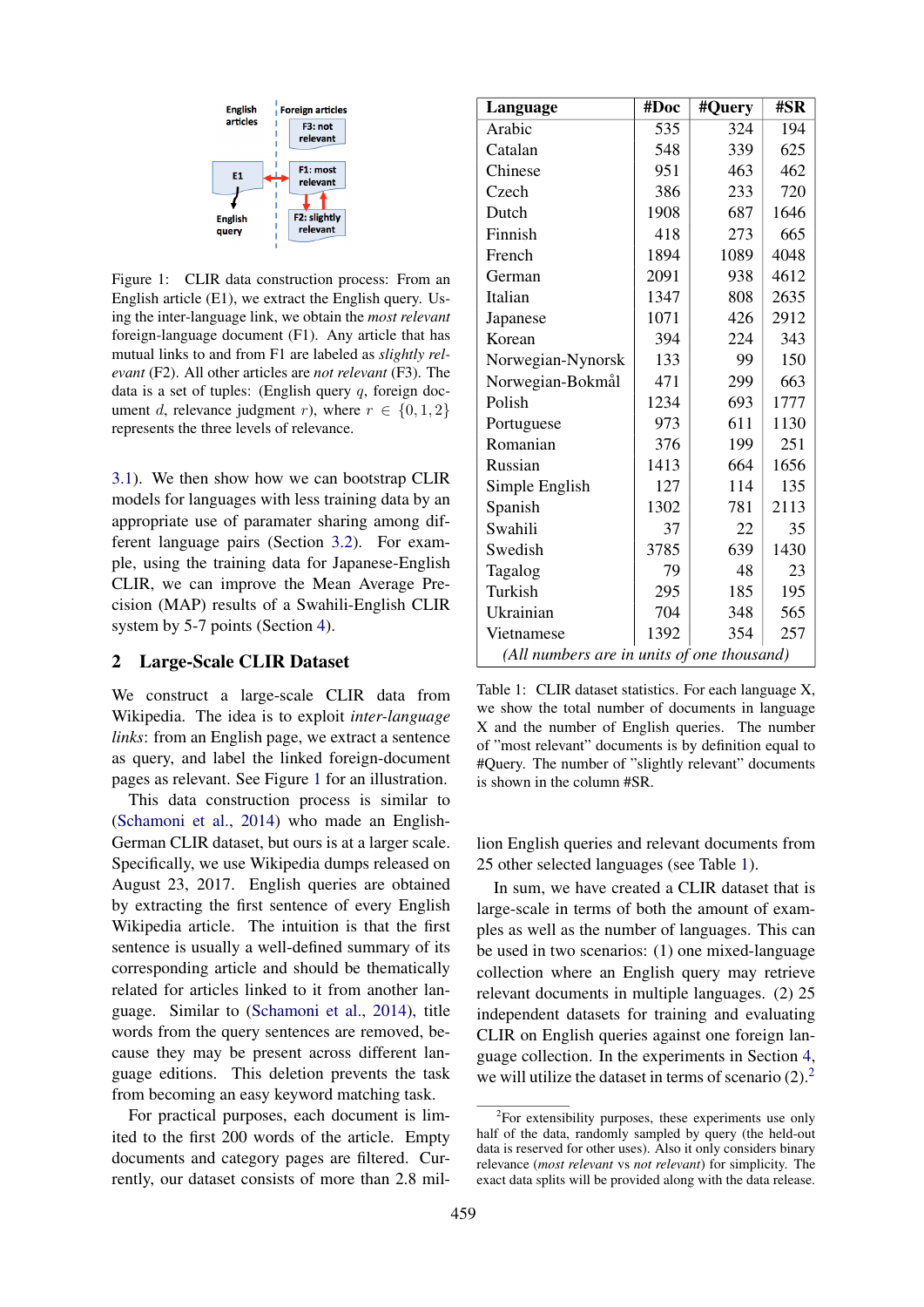Figure 1: CLIR data construction process: From an English article (E1), we extract the English query. Using the inter-language link, we obtain the *most relevant* foreign-language document (F1). Any article that has mutual links to and from F1 are labeled as *slightly relevant* (F2). All other articles are *not relevant* (F3). The data is a set of tuples: (English query $q$, foreign document $d$, relevance judgment $r$), where $r \in \{0, 1, 2\}$ represents the three levels of relevance.

3.1). We then show how we can bootstrap CLIR models for languages with less training data by an appropriate use of paramater sharing among different language pairs (Section 3.2). For example, using the training data for Japanese-English CLIR, we can improve the Mean Average Precision (MAP) results of a Swahili-English CLIR system by 5-7 points (Section 4).

## 2 Large-Scale CLIR Dataset

We construct a large-scale CLIR data from Wikipedia. The idea is to exploit *inter-language links*: from an English page, we extract a sentence as query, and label the linked foreign-document pages as relevant. See Figure 1 for an illustration.

This data construction process is similar to (Schamoni et al., 2014) who made an English-German CLIR dataset, but ours is at a larger scale. Specifically, we use Wikipedia dumps released on August 23, 2017. English queries are obtained by extracting the first sentence of every English Wikipedia article. The intuition is that the first sentence is usually a well-defined summary of its corresponding article and should be thematically related for articles linked to it from another language. Similar to (Schamoni et al., 2014), title words from the query sentences are removed, because they may be present across different language editions. This deletion prevents the task from becoming an easy keyword matching task.

For practical purposes, each document is limited to the first 200 words of the article. Empty documents and category pages are filtered. Currently, our dataset consists of more than 2.8 million English queries and relevant documents from 25 other selected languages (see Table 1).

| Language | #Doc | #Query | #SR |
|---|---|---|---|
| Arabic | 535 | 324 | 194 |
| Catalan | 548 | 339 | 625 |
| Chinese | 951 | 463 | 462 |
| Czech | 386 | 233 | 720 |
| Dutch | 1908 | 687 | 1646 |
| Finnish | 418 | 273 | 665 |
| French | 1894 | 1089 | 4048 |
| German | 2091 | 938 | 4612 |
| Italian | 1347 | 808 | 2635 |
| Japanese | 1071 | 426 | 2912 |
| Korean | 394 | 224 | 343 |
| Norwegian-Nynorsk | 133 | 99 | 150 |
| Norwegian-Bokmål | 471 | 299 | 663 |
| Polish | 1234 | 693 | 1777 |
| Portuguese | 973 | 611 | 1130 |
| Romanian | 376 | 199 | 251 |
| Russian | 1413 | 664 | 1656 |
| Simple English | 127 | 114 | 135 |
| Spanish | 1302 | 781 | 2113 |
| Swahili | 37 | 22 | 35 |
| Swedish | 3785 | 639 | 1430 |
| Tagalog | 79 | 48 | 23 |
| Turkish | 295 | 185 | 195 |
| Ukrainian | 704 | 348 | 565 |
| Vietnamese | 1392 | 354 | 257 |
| *(All numbers are in units of one thousand)* | | | |

Table 1: CLIR dataset statistics. For each language X, we show the total number of documents in language X and the number of English queries. The number of "most relevant" documents is by definition equal to #Query. The number of "slightly relevant" documents is shown in the column #SR.

In sum, we have created a CLIR dataset that is large-scale in terms of both the amount of examples as well as the number of languages. This can be used in two scenarios: (1) one mixed-language collection where an English query may retrieve relevant documents in multiple languages. (2) 25 independent datasets for training and evaluating CLIR on English queries against one foreign language collection. In the experiments in Section 4, we will utilize the dataset in terms of scenario (2).[2]

[2]For extensibility purposes, these experiments use only half of the data, randomly sampled by query (the held-out data is reserved for other uses). Also it only considers binary relevance (*most relevant* vs *not relevant*) for simplicity. The exact data splits will be provided along with the data release.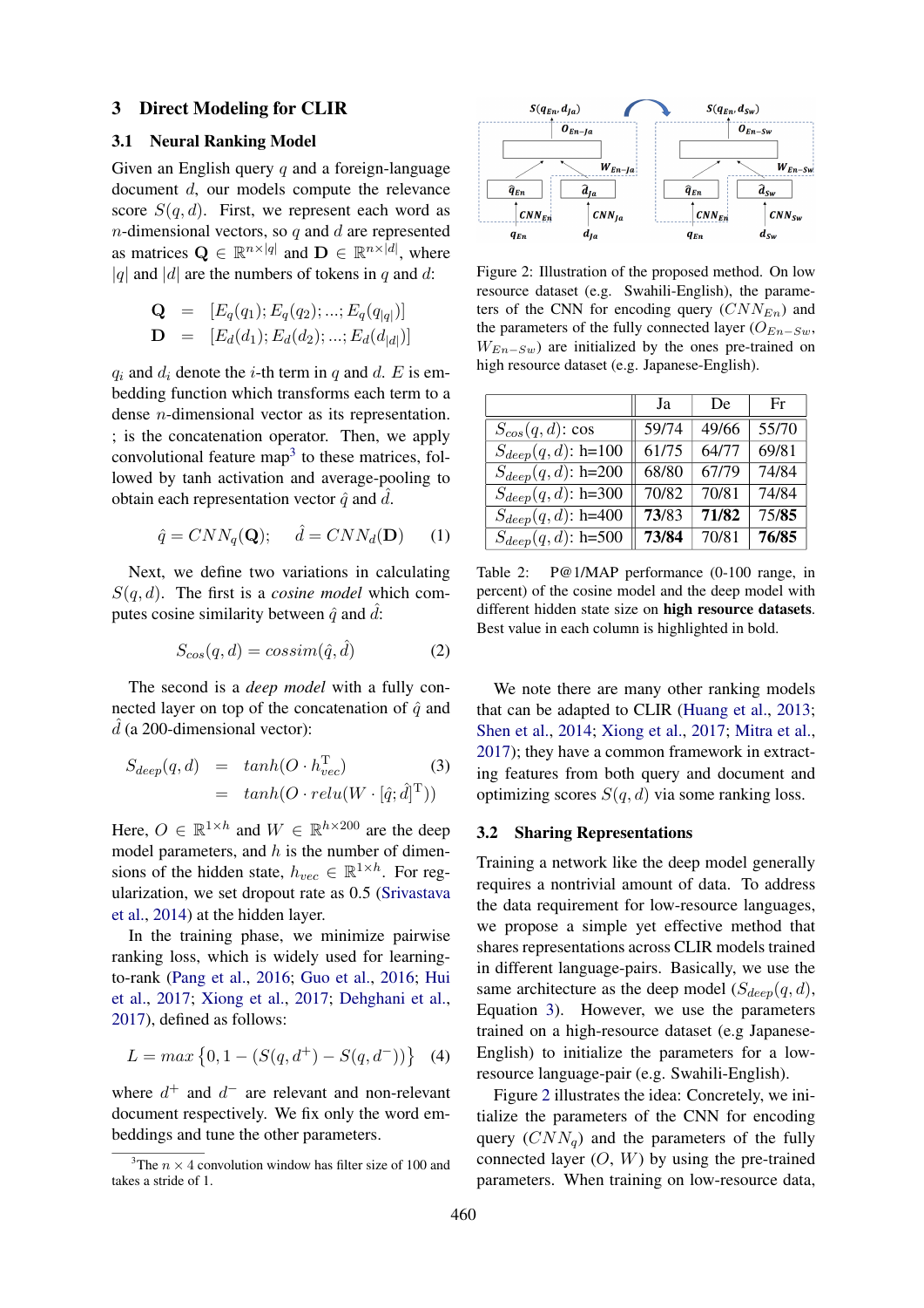## 3 Direct Modeling for CLIR

### 3.1 Neural Ranking Model

Given an English query $q$ and a foreign-language document $d$, our models compute the relevance score $S(q,d)$. First, we represent each word as $n$-dimensional vectors, so $q$ and $d$ are represented as matrices $\mathbf{Q} \in \mathbb{R}^{n\times|q|}$ and $\mathbf{D} \in \mathbb{R}^{n\times|d|}$, where $|q|$ and $|d|$ are the numbers of tokens in $q$ and $d$:

$$
\begin{aligned}
\mathbf{Q} &= [E_q(q_1); E_q(q_2); ...; E_q(q_{|q|})] \\
\mathbf{D} &= [E_d(d_1); E_d(d_2); ...; E_d(d_{|d|})]
\end{aligned}
$$

$q_i$ and $d_i$ denote the $i$-th term in $q$ and $d$. $E$ is embedding function which transforms each term to a dense $n$-dimensional vector as its representation. ; is the concatenation operator. Then, we apply convolutional feature map[3] to these matrices, followed by tanh activation and average-pooling to obtain each representation vector $\hat{q}$ and $\hat{d}$.

$$\hat{q} = CNN_q(\mathbf{Q}); \quad \hat{d} = CNN_d(\mathbf{D}) \tag{1}$$

Next, we define two variations in calculating $S(q,d)$. The first is a *cosine model* which computes cosine similarity between $\hat{q}$ and $\hat{d}$:

$$S_{cos}(q,d) = cossim(\hat{q}, \hat{d}) \tag{2}$$

The second is a *deep model* with a fully connected layer on top of the concatenation of $\hat{q}$ and $\hat{d}$ (a 200-dimensional vector):

$$
\begin{aligned}
S_{deep}(q,d) &= tanh(O \cdot h_{vec}^{\mathrm{T}}) \\
&= tanh(O \cdot relu(W \cdot [\hat{q}; \hat{d}]^{\mathrm{T}}))
\end{aligned} \tag{3}
$$

Here, $O \in \mathbb{R}^{1\times h}$ and $W \in \mathbb{R}^{h\times 200}$ are the deep model parameters, and $h$ is the number of dimensions of the hidden state, $h_{vec} \in \mathbb{R}^{1\times h}$. For regularization, we set dropout rate as 0.5 (Srivastava et al., 2014) at the hidden layer.

In the training phase, we minimize pairwise ranking loss, which is widely used for learning-to-rank (Pang et al., 2016; Guo et al., 2016; Hui et al., 2017; Xiong et al., 2017; Dehghani et al., 2017), defined as follows:

$$L = max\left\{0, 1 - (S(q, d^+) - S(q, d^-))\right\} \tag{4}$$

where $d^+$ and $d^-$ are relevant and non-relevant document respectively. We fix only the word embeddings and tune the other parameters.

[3] The $n \times 4$ convolution window has filter size of 100 and takes a stride of 1.

Figure 2: Illustration of the proposed method. On low resource dataset (e.g. Swahili-English), the parameters of the CNN for encoding query ($CNN_{En}$) and the parameters of the fully connected layer ($O_{En-Sw}$, $W_{En-Sw}$) are initialized by the ones pre-trained on high resource dataset (e.g. Japanese-English).

| | Ja | De | Fr |
|---|---|---|---|
| $S_{cos}(q,d)$: cos | 59/74 | 49/66 | 55/70 |
| $S_{deep}(q,d)$: h=100 | 61/75 | 64/77 | 69/81 |
| $S_{deep}(q,d)$: h=200 | 68/80 | 67/79 | 74/84 |
| $S_{deep}(q,d)$: h=300 | 70/82 | 70/81 | 74/84 |
| $S_{deep}(q,d)$: h=400 | **73**/83 | **71/82** | 75/**85** |
| $S_{deep}(q,d)$: h=500 | **73/84** | 70/81 | **76/85** |

Table 2: P@1/MAP performance (0-100 range, in percent) of the cosine model and the deep model with different hidden state size on **high resource datasets**. Best value in each column is highlighted in bold.

We note there are many other ranking models that can be adapted to CLIR (Huang et al., 2013; Shen et al., 2014; Xiong et al., 2017; Mitra et al., 2017); they have a common framework in extracting features from both query and document and optimizing scores $S(q,d)$ via some ranking loss.

### 3.2 Sharing Representations

Training a network like the deep model generally requires a nontrivial amount of data. To address the data requirement for low-resource languages, we propose a simple yet effective method that shares representations across CLIR models trained in different language-pairs. Basically, we use the same architecture as the deep model ($S_{deep}(q,d)$, Equation 3). However, we use the parameters trained on a high-resource dataset (e.g Japanese-English) to initialize the parameters for a low-resource language-pair (e.g. Swahili-English).

Figure 2 illustrates the idea: Concretely, we initialize the parameters of the CNN for encoding query ($CNN_q$) and the parameters of the fully connected layer ($O$, $W$) by using the pre-trained parameters. When training on low-resource data,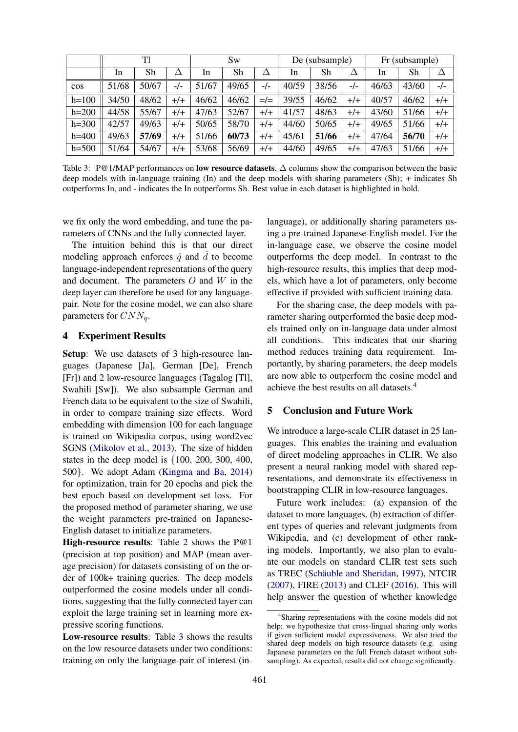| | Tl | | | Sw | | | De (subsample) | | | Fr (subsample) | | |
|---|---|---|---|---|---|---|---|---|---|---|---|---|
| | In | Sh | Δ | In | Sh | Δ | In | Sh | Δ | In | Sh | Δ |
| cos | 51/68 | 50/67 | -/- | 51/67 | 49/65 | -/- | 40/59 | 38/56 | -/- | 46/63 | 43/60 | -/- |
| h=100 | 34/50 | 48/62 | +/+ | 46/62 | 46/62 | =/= | 39/55 | 46/62 | +/+ | 40/57 | 46/62 | +/+ |
| h=200 | 44/58 | 55/67 | +/+ | 47/63 | 52/67 | +/+ | 41/57 | 48/63 | +/+ | 43/60 | 51/66 | +/+ |
| h=300 | 42/57 | 49/63 | +/+ | 50/65 | 58/70 | +/+ | 44/60 | 50/65 | +/+ | 49/65 | 51/66 | +/+ |
| h=400 | 49/63 | **57/69** | +/+ | 51/66 | **60/73** | +/+ | 45/61 | **51/66** | +/+ | 47/64 | **56/70** | +/+ |
| h=500 | 51/64 | 54/67 | +/+ | 53/68 | 56/69 | +/+ | 44/60 | 49/65 | +/+ | 47/63 | 51/66 | +/+ |

Table 3: P@1/MAP performances on **low resource datasets**. Δ columns show the comparison between the basic deep models with in-language training (In) and the deep models with sharing parameters (Sh); + indicates Sh outperforms In, and - indicates the In outperforms Sh. Best value in each dataset is highlighted in bold.

we fix only the word embedding, and tune the parameters of CNNs and the fully connected layer.

The intuition behind this is that our direct modeling approach enforces $\hat{q}$ and $\hat{d}$ to become language-independent representations of the query and document. The parameters $O$ and $W$ in the deep layer can therefore be used for any language-pair. Note for the cosine model, we can also share parameters for $CNN_q$.

## 4 Experiment Results

**Setup**: We use datasets of 3 high-resource languages (Japanese [Ja], German [De], French [Fr]) and 2 low-resource languages (Tagalog [Tl], Swahili [Sw]). We also subsample German and French data to be equivalent to the size of Swahili, in order to compare training size effects. Word embedding with dimension 100 for each language is trained on Wikipedia corpus, using word2vec SGNS (Mikolov et al., 2013). The size of hidden states in the deep model is {100, 200, 300, 400, 500}. We adopt Adam (Kingma and Ba, 2014) for optimization, train for 20 epochs and pick the best epoch based on development set loss. For the proposed method of parameter sharing, we use the weight parameters pre-trained on Japanese-English dataset to initialize parameters.

**High-resource results**: Table 2 shows the P@1 (precision at top position) and MAP (mean average precision) for datasets consisting of on the order of 100k+ training queries. The deep models outperformed the cosine models under all conditions, suggesting that the fully connected layer can exploit the large training set in learning more expressive scoring functions.

**Low-resource results**: Table 3 shows the results on the low resource datasets under two conditions: training on only the language-pair of interest (in-language), or additionally sharing parameters using a pre-trained Japanese-English model. For the in-language case, we observe the cosine model outperforms the deep model. In contrast to the high-resource results, this implies that deep models, which have a lot of parameters, only become effective if provided with sufficient training data.

For the sharing case, the deep models with parameter sharing outperformed the basic deep models trained only on in-language data under almost all conditions. This indicates that our sharing method reduces training data requirement. Importantly, by sharing parameters, the deep models are now able to outperform the cosine model and achieve the best results on all datasets.[4]

## 5 Conclusion and Future Work

We introduce a large-scale CLIR dataset in 25 languages. This enables the training and evaluation of direct modeling approaches in CLIR. We also present a neural ranking model with shared representations, and demonstrate its effectiveness in bootstrapping CLIR in low-resource languages.

Future work includes: (a) expansion of the dataset to more languages, (b) extraction of different types of queries and relevant judgments from Wikipedia, and (c) development of other ranking models. Importantly, we also plan to evaluate our models on standard CLIR test sets such as TREC (Schäuble and Sheridan, 1997), NTCIR (2007), FIRE (2013) and CLEF (2016). This will help answer the question of whether knowledge

[4] Sharing representations with the cosine models did not help; we hypothesize that cross-lingual sharing only works if given sufficient model expressiveness. We also tried the shared deep models on high resource datasets (e.g. using Japanese parameters on the full French dataset without subsampling). As expected, results did not change significantly.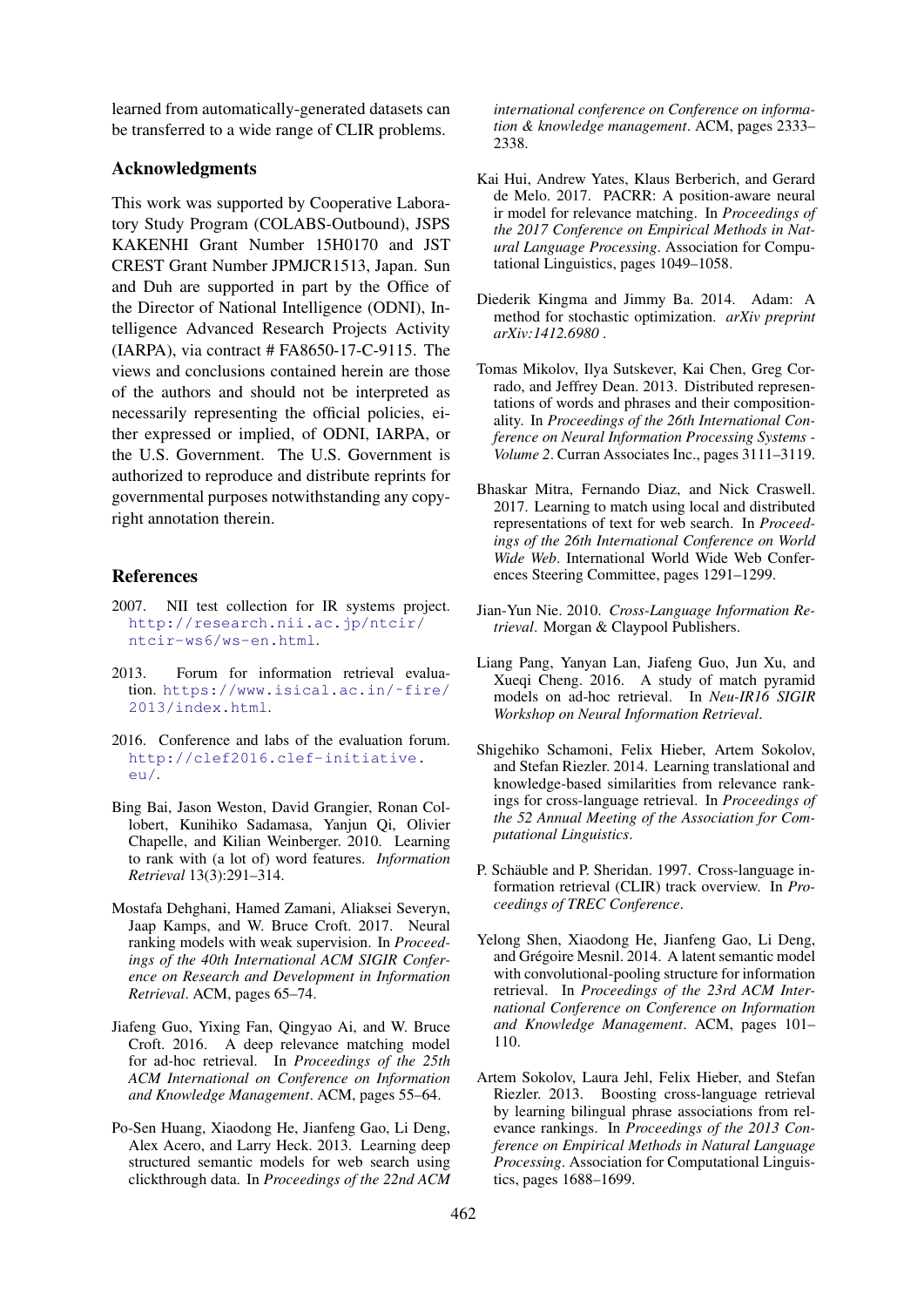learned from automatically-generated datasets can be transferred to a wide range of CLIR problems.

## Acknowledgments

This work was supported by Cooperative Laboratory Study Program (COLABS-Outbound), JSPS KAKENHI Grant Number 15H0170 and JST CREST Grant Number JPMJCR1513, Japan. Sun and Duh are supported in part by the Office of the Director of National Intelligence (ODNI), Intelligence Advanced Research Projects Activity (IARPA), via contract # FA8650-17-C-9115. The views and conclusions contained herein are those of the authors and should not be interpreted as necessarily representing the official policies, either expressed or implied, of ODNI, IARPA, or the U.S. Government. The U.S. Government is authorized to reproduce and distribute reprints for governmental purposes notwithstanding any copyright annotation therein.

## References

2007. NII test collection for IR systems project. http://research.nii.ac.jp/ntcir/ntcir-ws6/ws-en.html.

2013. Forum for information retrieval evaluation. https://www.isical.ac.in/~fire/2013/index.html.

2016. Conference and labs of the evaluation forum. http://clef2016.clef-initiative.eu/.

Bing Bai, Jason Weston, David Grangier, Ronan Collobert, Kunihiko Sadamasa, Yanjun Qi, Olivier Chapelle, and Kilian Weinberger. 2010. Learning to rank with (a lot of) word features. *Information Retrieval* 13(3):291–314.

Mostafa Dehghani, Hamed Zamani, Aliaksei Severyn, Jaap Kamps, and W. Bruce Croft. 2017. Neural ranking models with weak supervision. In *Proceedings of the 40th International ACM SIGIR Conference on Research and Development in Information Retrieval*. ACM, pages 65–74.

Jiafeng Guo, Yixing Fan, Qingyao Ai, and W. Bruce Croft. 2016. A deep relevance matching model for ad-hoc retrieval. In *Proceedings of the 25th ACM International on Conference on Information and Knowledge Management*. ACM, pages 55–64.

Po-Sen Huang, Xiaodong He, Jianfeng Gao, Li Deng, Alex Acero, and Larry Heck. 2013. Learning deep structured semantic models for web search using clickthrough data. In *Proceedings of the 22nd ACM international conference on Conference on information & knowledge management*. ACM, pages 2333–2338.

Kai Hui, Andrew Yates, Klaus Berberich, and Gerard de Melo. 2017. PACRR: A position-aware neural ir model for relevance matching. In *Proceedings of the 2017 Conference on Empirical Methods in Natural Language Processing*. Association for Computational Linguistics, pages 1049–1058.

Diederik Kingma and Jimmy Ba. 2014. Adam: A method for stochastic optimization. *arXiv preprint arXiv:1412.6980* .

Tomas Mikolov, Ilya Sutskever, Kai Chen, Greg Corrado, and Jeffrey Dean. 2013. Distributed representations of words and phrases and their compositionality. In *Proceedings of the 26th International Conference on Neural Information Processing Systems - Volume 2*. Curran Associates Inc., pages 3111–3119.

Bhaskar Mitra, Fernando Diaz, and Nick Craswell. 2017. Learning to match using local and distributed representations of text for web search. In *Proceedings of the 26th International Conference on World Wide Web*. International World Wide Web Conferences Steering Committee, pages 1291–1299.

Jian-Yun Nie. 2010. *Cross-Language Information Retrieval*. Morgan & Claypool Publishers.

Liang Pang, Yanyan Lan, Jiafeng Guo, Jun Xu, and Xueqi Cheng. 2016. A study of match pyramid models on ad-hoc retrieval. In *Neu-IR16 SIGIR Workshop on Neural Information Retrieval*.

Shigehiko Schamoni, Felix Hieber, Artem Sokolov, and Stefan Riezler. 2014. Learning translational and knowledge-based similarities from relevance rankings for cross-language retrieval. In *Proceedings of the 52 Annual Meeting of the Association for Computational Linguistics*.

P. Schäuble and P. Sheridan. 1997. Cross-language information retrieval (CLIR) track overview. In *Proceedings of TREC Conference*.

Yelong Shen, Xiaodong He, Jianfeng Gao, Li Deng, and Grégoire Mesnil. 2014. A latent semantic model with convolutional-pooling structure for information retrieval. In *Proceedings of the 23rd ACM International Conference on Conference on Information and Knowledge Management*. ACM, pages 101–110.

Artem Sokolov, Laura Jehl, Felix Hieber, and Stefan Riezler. 2013. Boosting cross-language retrieval by learning bilingual phrase associations from relevance rankings. In *Proceedings of the 2013 Conference on Empirical Methods in Natural Language Processing*. Association for Computational Linguistics, pages 1688–1699.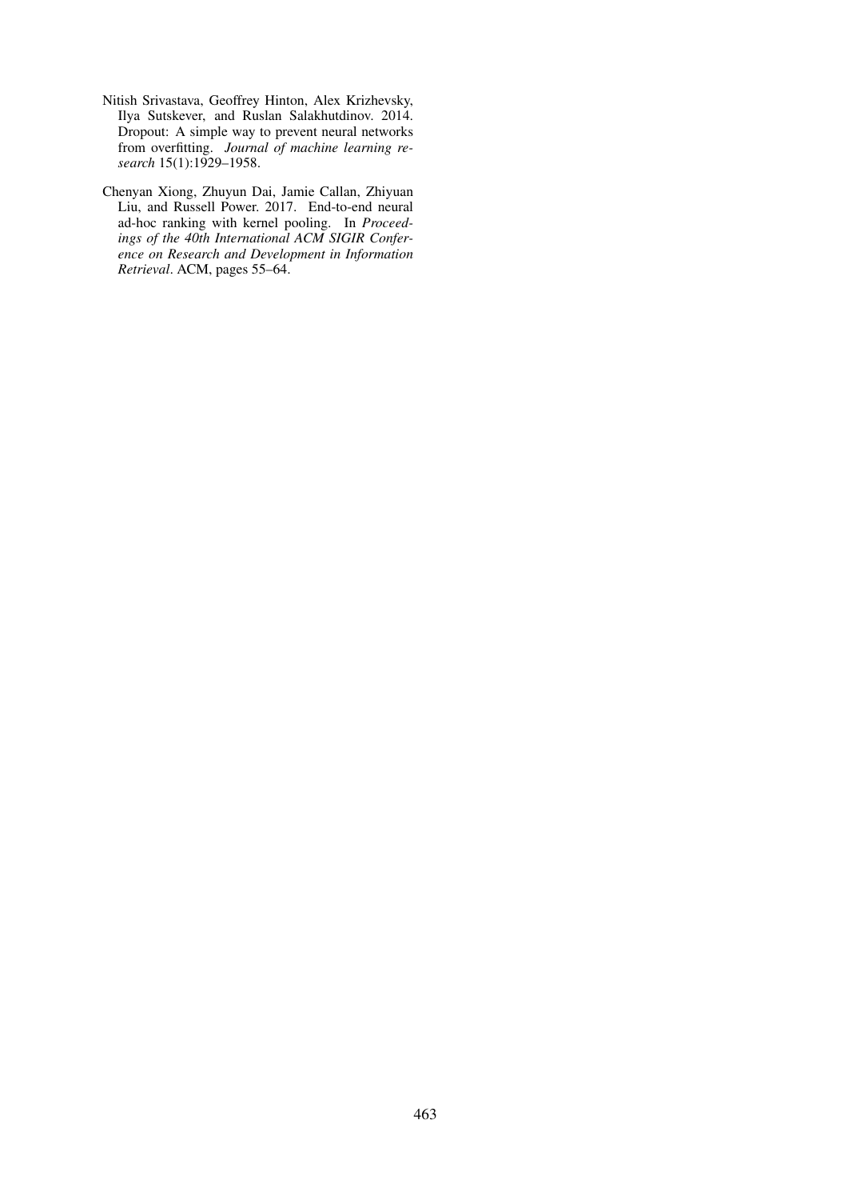Nitish Srivastava, Geoffrey Hinton, Alex Krizhevsky, Ilya Sutskever, and Ruslan Salakhutdinov. 2014. Dropout: A simple way to prevent neural networks from overfitting. *Journal of machine learning research* 15(1):1929–1958.

Chenyan Xiong, Zhuyun Dai, Jamie Callan, Zhiyuan Liu, and Russell Power. 2017. End-to-end neural ad-hoc ranking with kernel pooling. In *Proceedings of the 40th International ACM SIGIR Conference on Research and Development in Information Retrieval*. ACM, pages 55–64.